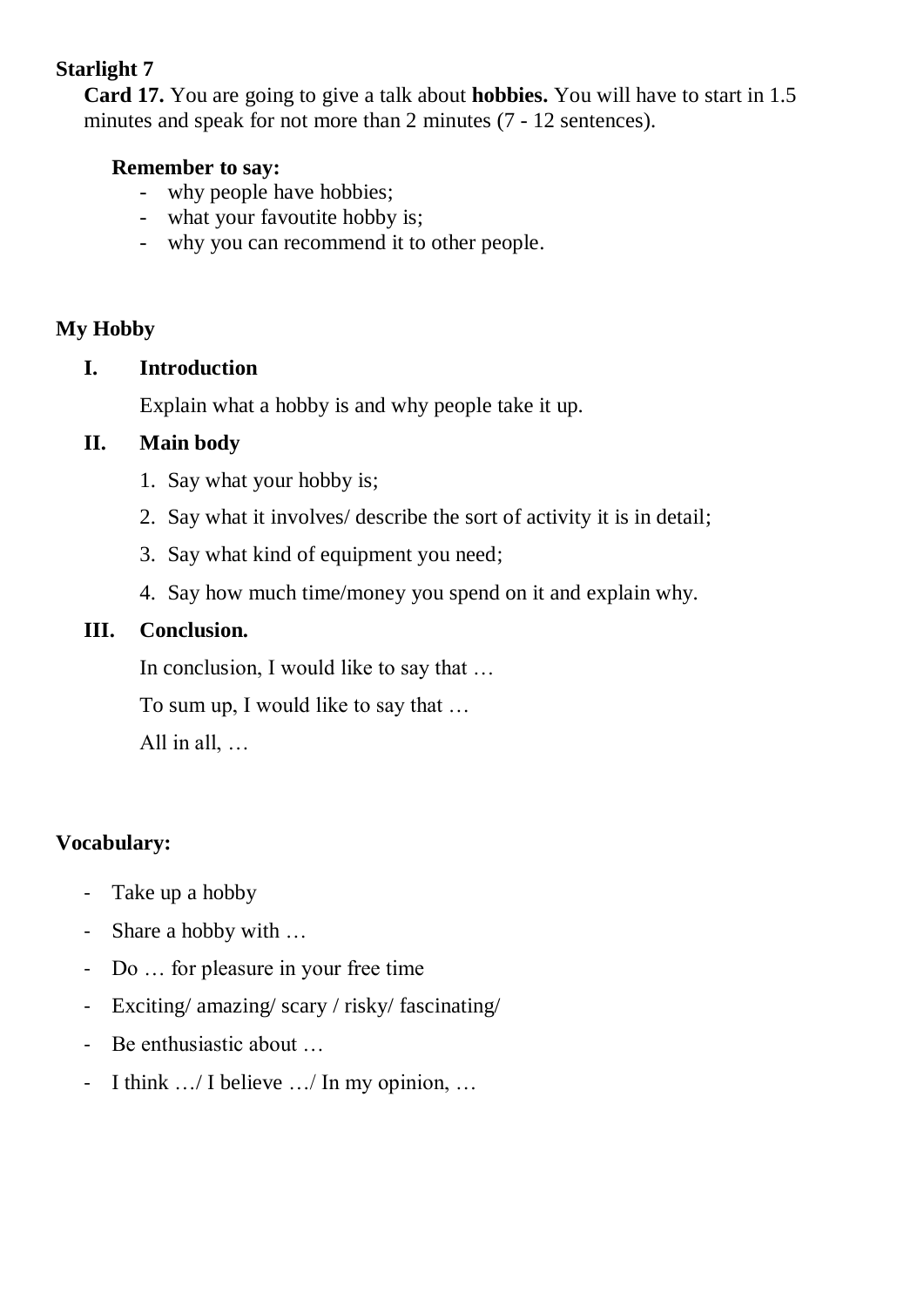**Starlight 7**

**Card 17.** You are going to give a talk about **hobbies.** You will have to start in 1.5 minutes and speak for not more than 2 minutes (7 - 12 sentences).

**Remember to say:**

- why people have hobbies;
- what your favoutite hobby is;
- why you can recommend it to other people.

## My Hobby

**I. Introduction**

Explain what a hobby is and why people take it up.

**II. Main body**

1. Say what your hobby is;
2. Say what it involves/ describe the sort of activity it is in detail;
3. Say what kind of equipment you need;
4. Say how much time/money you spend on it and explain why.

**III. Conclusion.**

In conclusion, I would like to say that …

To sum up, I would like to say that …

All in all, …

**Vocabulary:**

- Take up a hobby
- Share a hobby with …
- Do … for pleasure in your free time
- Exciting/ amazing/ scary / risky/ fascinating/
- Be enthusiastic about …
- I think …/ I believe …/ In my opinion, …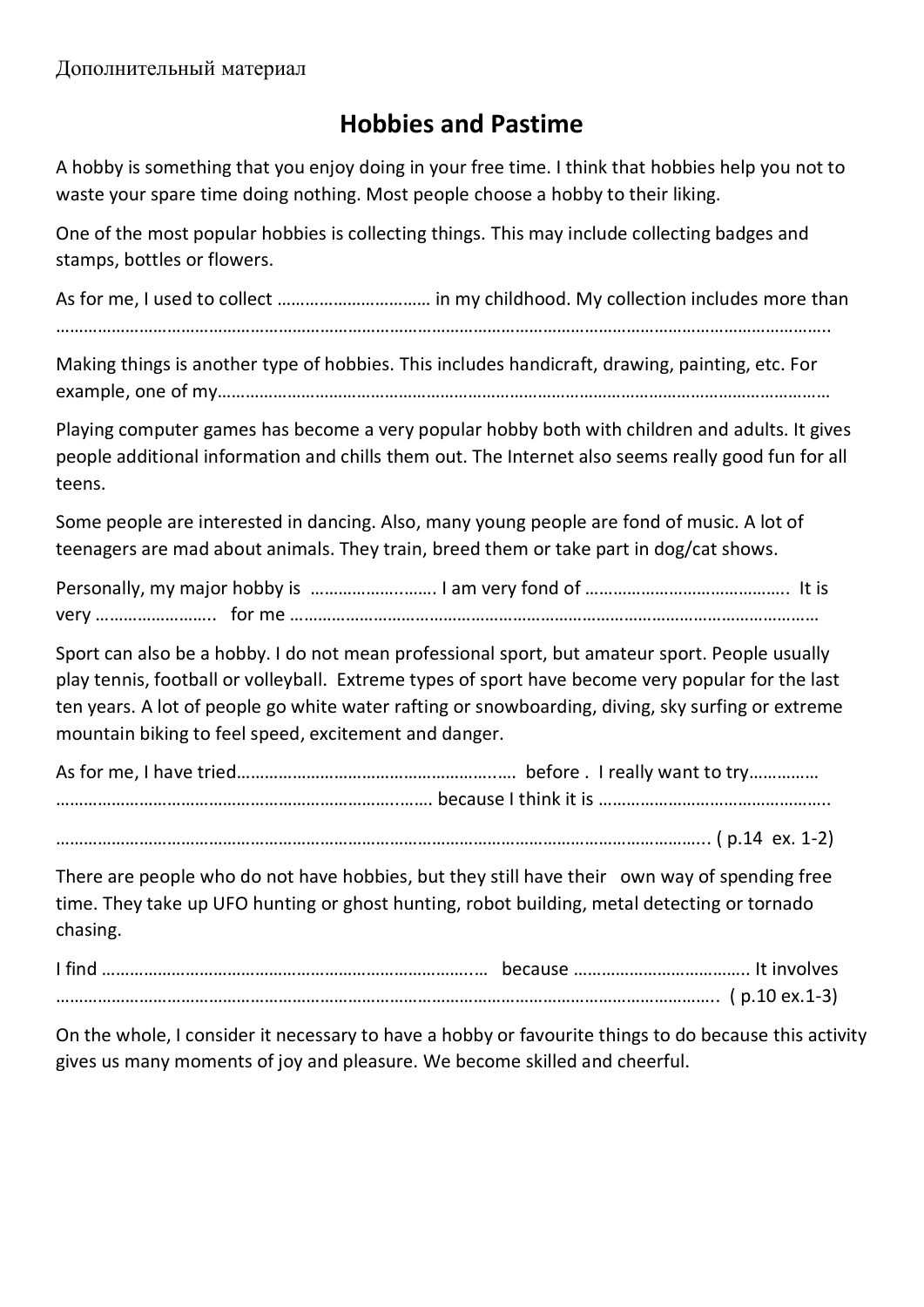Дополнительный материал

# Hobbies and Pastime

A hobby is something that you enjoy doing in your free time. I think that hobbies help you not to waste your spare time doing nothing. Most people choose a hobby to their liking.

One of the most popular hobbies is collecting things. This may include collecting badges and stamps, bottles or flowers.

As for me, I used to collect …………………………… in my childhood. My collection includes more than ……………………………………………………………………………………………………………………………………….

Making things is another type of hobbies. This includes handicraft, drawing, painting, etc. For example, one of my………………………………………………………………………………………………………………

Playing computer games has become a very popular hobby both with children and adults. It gives people additional information and chills them out. The Internet also seems really good fun for all teens.

Some people are interested in dancing. Also, many young people are fond of music. A lot of teenagers are mad about animals. They train, breed them or take part in dog/cat shows.

Personally, my major hobby is ……………………. I am very fond of ……………………………………. It is very …………………….. for me ……………………………………………………………………………………………

Sport can also be a hobby. I do not mean professional sport, but amateur sport. People usually play tennis, football or volleyball. Extreme types of sport have become very popular for the last ten years. A lot of people go white water rafting or snowboarding, diving, sky surfing or extreme mountain biking to feel speed, excitement and danger.

As for me, I have tried…………………………………………….…. before . I really want to try…………… ………………………………………………………….……. because I think it is ………………………………………..

……………………………………………………………………………………………………………………….. ( p.14 ex. 1-2)

There are people who do not have hobbies, but they still have their own way of spending free time. They take up UFO hunting or ghost hunting, robot building, metal detecting or tornado chasing.

I find ………………………………………………………………….… because ……………………………….. It involves ……………………………………………………………………………………………………………………….. ( p.10 ex.1-3)

On the whole, I consider it necessary to have a hobby or favourite things to do because this activity gives us many moments of joy and pleasure. We become skilled and cheerful.